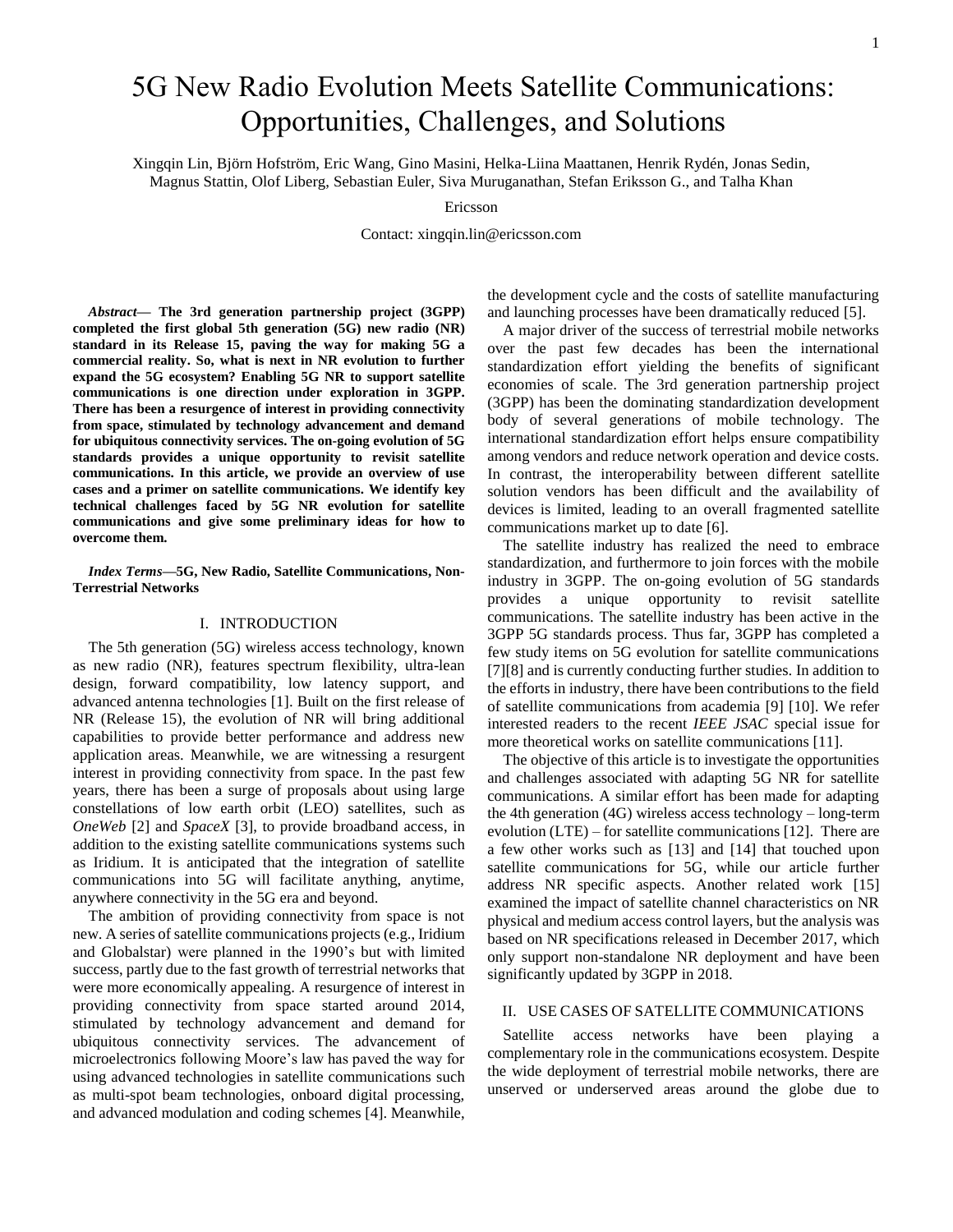# 5G New Radio Evolution Meets Satellite Communications: Opportunities, Challenges, and Solutions

Xingqin Lin, Björn Hofström, Eric Wang, Gino Masini, Helka-Liina Maattanen, Henrik Rydén, Jonas Sedin, Magnus Stattin, Olof Liberg, Sebastian Euler, Siva Muruganathan, Stefan Eriksson G., and Talha Khan

Ericsson

Contact: xingqin.lin@ericsson.com

***Abstract*— The 3rd generation partnership project (3GPP) completed the first global 5th generation (5G) new radio (NR) standard in its Release 15, paving the way for making 5G a commercial reality. So, what is next in NR evolution to further expand the 5G ecosystem? Enabling 5G NR to support satellite communications is one direction under exploration in 3GPP. There has been a resurgence of interest in providing connectivity from space, stimulated by technology advancement and demand for ubiquitous connectivity services. The on-going evolution of 5G standards provides a unique opportunity to revisit satellite communications. In this article, we provide an overview of use cases and a primer on satellite communications. We identify key technical challenges faced by 5G NR evolution for satellite communications and give some preliminary ideas for how to overcome them.**

***Index Terms*—5G, New Radio, Satellite Communications, Non-Terrestrial Networks**

## I. INTRODUCTION

The 5th generation (5G) wireless access technology, known as new radio (NR), features spectrum flexibility, ultra-lean design, forward compatibility, low latency support, and advanced antenna technologies [1]. Built on the first release of NR (Release 15), the evolution of NR will bring additional capabilities to provide better performance and address new application areas. Meanwhile, we are witnessing a resurgent interest in providing connectivity from space. In the past few years, there has been a surge of proposals about using large constellations of low earth orbit (LEO) satellites, such as *OneWeb* [2] and *SpaceX* [3], to provide broadband access, in addition to the existing satellite communications systems such as Iridium. It is anticipated that the integration of satellite communications into 5G will facilitate anything, anytime, anywhere connectivity in the 5G era and beyond.

The ambition of providing connectivity from space is not new. A series of satellite communications projects (e.g., Iridium and Globalstar) were planned in the 1990's but with limited success, partly due to the fast growth of terrestrial networks that were more economically appealing. A resurgence of interest in providing connectivity from space started around 2014, stimulated by technology advancement and demand for ubiquitous connectivity services. The advancement of microelectronics following Moore's law has paved the way for using advanced technologies in satellite communications such as multi-spot beam technologies, onboard digital processing, and advanced modulation and coding schemes [4]. Meanwhile, the development cycle and the costs of satellite manufacturing and launching processes have been dramatically reduced [5].

A major driver of the success of terrestrial mobile networks over the past few decades has been the international standardization effort yielding the benefits of significant economies of scale. The 3rd generation partnership project (3GPP) has been the dominating standardization development body of several generations of mobile technology. The international standardization effort helps ensure compatibility among vendors and reduce network operation and device costs. In contrast, the interoperability between different satellite solution vendors has been difficult and the availability of devices is limited, leading to an overall fragmented satellite communications market up to date [6].

The satellite industry has realized the need to embrace standardization, and furthermore to join forces with the mobile industry in 3GPP. The on-going evolution of 5G standards provides a unique opportunity to revisit satellite communications. The satellite industry has been active in the 3GPP 5G standards process. Thus far, 3GPP has completed a few study items on 5G evolution for satellite communications [7][8] and is currently conducting further studies. In addition to the efforts in industry, there have been contributions to the field of satellite communications from academia [9] [10]. We refer interested readers to the recent *IEEE JSAC* special issue for more theoretical works on satellite communications [11].

The objective of this article is to investigate the opportunities and challenges associated with adapting 5G NR for satellite communications. A similar effort has been made for adapting the 4th generation (4G) wireless access technology – long-term evolution (LTE) – for satellite communications [12]. There are a few other works such as [13] and [14] that touched upon satellite communications for 5G, while our article further address NR specific aspects. Another related work [15] examined the impact of satellite channel characteristics on NR physical and medium access control layers, but the analysis was based on NR specifications released in December 2017, which only support non-standalone NR deployment and have been significantly updated by 3GPP in 2018.

## II. USE CASES OF SATELLITE COMMUNICATIONS

Satellite access networks have been playing a complementary role in the communications ecosystem. Despite the wide deployment of terrestrial mobile networks, there are unserved or underserved areas around the globe due to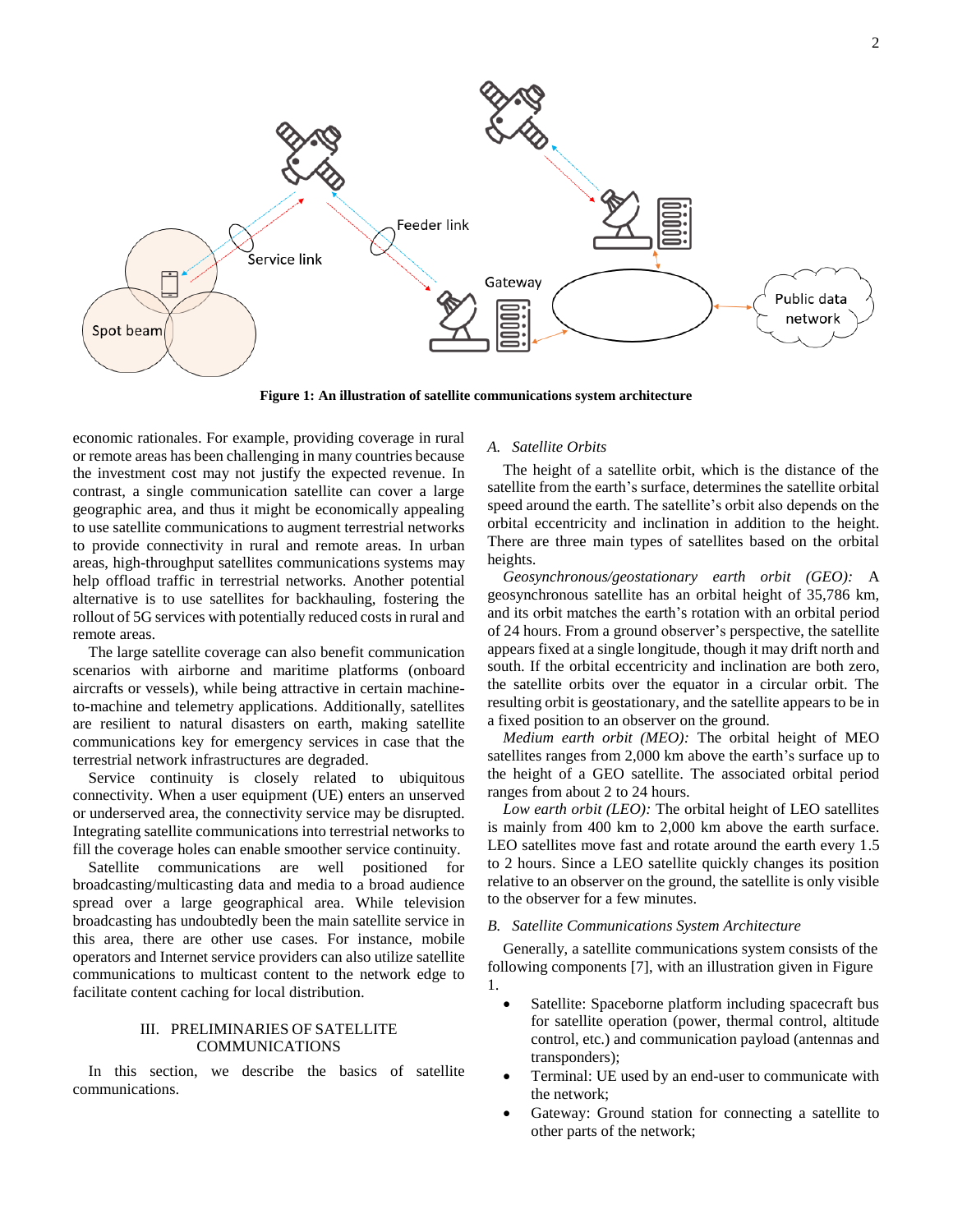**Figure 1: An illustration of satellite communications system architecture**

economic rationales. For example, providing coverage in rural or remote areas has been challenging in many countries because the investment cost may not justify the expected revenue. In contrast, a single communication satellite can cover a large geographic area, and thus it might be economically appealing to use satellite communications to augment terrestrial networks to provide connectivity in rural and remote areas. In urban areas, high-throughput satellites communications systems may help offload traffic in terrestrial networks. Another potential alternative is to use satellites for backhauling, fostering the rollout of 5G services with potentially reduced costs in rural and remote areas.

The large satellite coverage can also benefit communication scenarios with airborne and maritime platforms (onboard aircrafts or vessels), while being attractive in certain machine-to-machine and telemetry applications. Additionally, satellites are resilient to natural disasters on earth, making satellite communications key for emergency services in case that the terrestrial network infrastructures are degraded.

Service continuity is closely related to ubiquitous connectivity. When a user equipment (UE) enters an unserved or underserved area, the connectivity service may be disrupted. Integrating satellite communications into terrestrial networks to fill the coverage holes can enable smoother service continuity.

Satellite communications are well positioned for broadcasting/multicasting data and media to a broad audience spread over a large geographical area. While television broadcasting has undoubtedly been the main satellite service in this area, there are other use cases. For instance, mobile operators and Internet service providers can also utilize satellite communications to multicast content to the network edge to facilitate content caching for local distribution.

## III. PRELIMINARIES OF SATELLITE COMMUNICATIONS

In this section, we describe the basics of satellite communications.

### A. Satellite Orbits

The height of a satellite orbit, which is the distance of the satellite from the earth's surface, determines the satellite orbital speed around the earth. The satellite's orbit also depends on the orbital eccentricity and inclination in addition to the height. There are three main types of satellites based on the orbital heights.

*Geosynchronous/geostationary earth orbit (GEO):* A geosynchronous satellite has an orbital height of 35,786 km, and its orbit matches the earth's rotation with an orbital period of 24 hours. From a ground observer's perspective, the satellite appears fixed at a single longitude, though it may drift north and south. If the orbital eccentricity and inclination are both zero, the satellite orbits over the equator in a circular orbit. The resulting orbit is geostationary, and the satellite appears to be in a fixed position to an observer on the ground.

*Medium earth orbit (MEO):* The orbital height of MEO satellites ranges from 2,000 km above the earth's surface up to the height of a GEO satellite. The associated orbital period ranges from about 2 to 24 hours.

*Low earth orbit (LEO):* The orbital height of LEO satellites is mainly from 400 km to 2,000 km above the earth surface. LEO satellites move fast and rotate around the earth every 1.5 to 2 hours. Since a LEO satellite quickly changes its position relative to an observer on the ground, the satellite is only visible to the observer for a few minutes.

### B. Satellite Communications System Architecture

Generally, a satellite communications system consists of the following components [7], with an illustration given in Figure 1.

- Satellite: Spaceborne platform including spacecraft bus for satellite operation (power, thermal control, altitude control, etc.) and communication payload (antennas and transponders);
- Terminal: UE used by an end-user to communicate with the network;
- Gateway: Ground station for connecting a satellite to other parts of the network;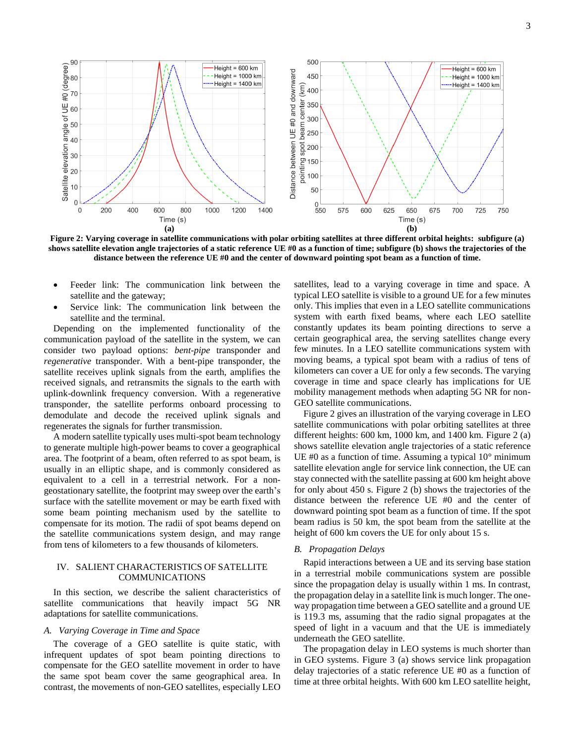**Figure 2: Varying coverage in satellite communications with polar orbiting satellites at three different orbital heights: subfigure (a) shows satellite elevation angle trajectories of a static reference UE #0 as a function of time; subfigure (b) shows the trajectories of the distance between the reference UE #0 and the center of downward pointing spot beam as a function of time.**

- Feeder link: The communication link between the satellite and the gateway;
- Service link: The communication link between the satellite and the terminal.

Depending on the implemented functionality of the communication payload of the satellite in the system, we can consider two payload options: *bent-pipe* transponder and *regenerative* transponder. With a bent-pipe transponder, the satellite receives uplink signals from the earth, amplifies the received signals, and retransmits the signals to the earth with uplink-downlink frequency conversion. With a regenerative transponder, the satellite performs onboard processing to demodulate and decode the received uplink signals and regenerates the signals for further transmission.

A modern satellite typically uses multi-spot beam technology to generate multiple high-power beams to cover a geographical area. The footprint of a beam, often referred to as spot beam, is usually in an elliptic shape, and is commonly considered as equivalent to a cell in a terrestrial network. For a non-geostationary satellite, the footprint may sweep over the earth's surface with the satellite movement or may be earth fixed with some beam pointing mechanism used by the satellite to compensate for its motion. The radii of spot beams depend on the satellite communications system design, and may range from tens of kilometers to a few thousands of kilometers.

## IV. SALIENT CHARACTERISTICS OF SATELLITE COMMUNICATIONS

In this section, we describe the salient characteristics of satellite communications that heavily impact 5G NR adaptations for satellite communications.

### *A. Varying Coverage in Time and Space*

The coverage of a GEO satellite is quite static, with infrequent updates of spot beam pointing directions to compensate for the GEO satellite movement in order to have the same spot beam cover the same geographical area. In contrast, the movements of non-GEO satellites, especially LEO satellites, lead to a varying coverage in time and space. A typical LEO satellite is visible to a ground UE for a few minutes only. This implies that even in a LEO satellite communications system with earth fixed beams, where each LEO satellite constantly updates its beam pointing directions to serve a certain geographical area, the serving satellites change every few minutes. In a LEO satellite communications system with moving beams, a typical spot beam with a radius of tens of kilometers can cover a UE for only a few seconds. The varying coverage in time and space clearly has implications for UE mobility management methods when adapting 5G NR for non-GEO satellite communications.

Figure 2 gives an illustration of the varying coverage in LEO satellite communications with polar orbiting satellites at three different heights: 600 km, 1000 km, and 1400 km. Figure 2 (a) shows satellite elevation angle trajectories of a static reference UE #0 as a function of time. Assuming a typical 10° minimum satellite elevation angle for service link connection, the UE can stay connected with the satellite passing at 600 km height above for only about 450 s. Figure 2 (b) shows the trajectories of the distance between the reference UE #0 and the center of downward pointing spot beam as a function of time. If the spot beam radius is 50 km, the spot beam from the satellite at the height of 600 km covers the UE for only about 15 s.

### *B. Propagation Delays*

Rapid interactions between a UE and its serving base station in a terrestrial mobile communications system are possible since the propagation delay is usually within 1 ms. In contrast, the propagation delay in a satellite link is much longer. The one-way propagation time between a GEO satellite and a ground UE is 119.3 ms, assuming that the radio signal propagates at the speed of light in a vacuum and that the UE is immediately underneath the GEO satellite.

The propagation delay in LEO systems is much shorter than in GEO systems. Figure 3 (a) shows service link propagation delay trajectories of a static reference UE #0 as a function of time at three orbital heights. With 600 km LEO satellite height,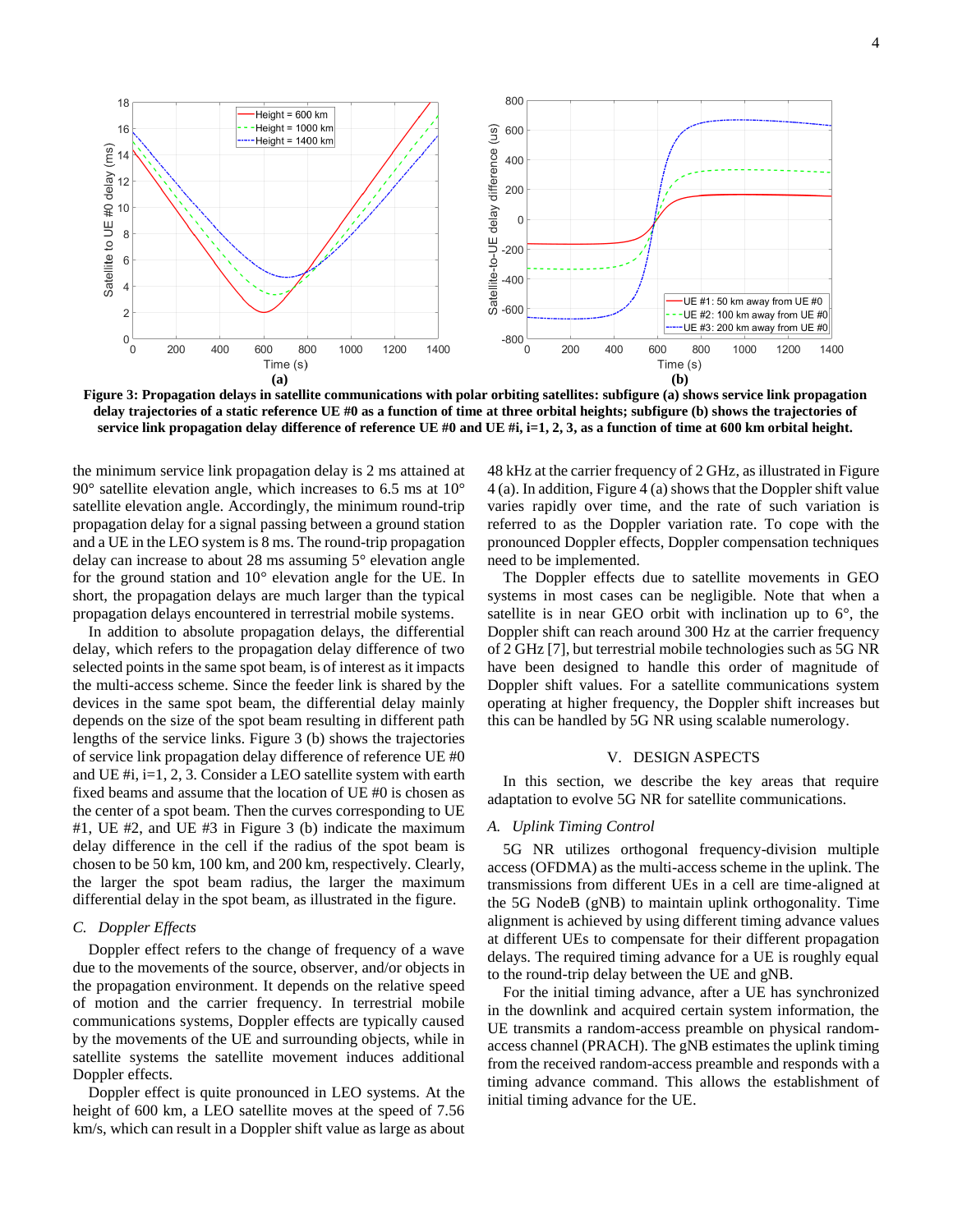**Figure 3: Propagation delays in satellite communications with polar orbiting satellites: subfigure (a) shows service link propagation delay trajectories of a static reference UE #0 as a function of time at three orbital heights; subfigure (b) shows the trajectories of service link propagation delay difference of reference UE #0 and UE #i, i=1, 2, 3, as a function of time at 600 km orbital height.**

the minimum service link propagation delay is 2 ms attained at 90° satellite elevation angle, which increases to 6.5 ms at 10° satellite elevation angle. Accordingly, the minimum round-trip propagation delay for a signal passing between a ground station and a UE in the LEO system is 8 ms. The round-trip propagation delay can increase to about 28 ms assuming 5° elevation angle for the ground station and 10° elevation angle for the UE. In short, the propagation delays are much larger than the typical propagation delays encountered in terrestrial mobile systems.

In addition to absolute propagation delays, the differential delay, which refers to the propagation delay difference of two selected points in the same spot beam, is of interest as it impacts the multi-access scheme. Since the feeder link is shared by the devices in the same spot beam, the differential delay mainly depends on the size of the spot beam resulting in different path lengths of the service links. Figure 3 (b) shows the trajectories of service link propagation delay difference of reference UE #0 and UE #i, i=1, 2, 3. Consider a LEO satellite system with earth fixed beams and assume that the location of UE #0 is chosen as the center of a spot beam. Then the curves corresponding to UE #1, UE #2, and UE #3 in Figure 3 (b) indicate the maximum delay difference in the cell if the radius of the spot beam is chosen to be 50 km, 100 km, and 200 km, respectively. Clearly, the larger the spot beam radius, the larger the maximum differential delay in the spot beam, as illustrated in the figure.

### *C. Doppler Effects*

Doppler effect refers to the change of frequency of a wave due to the movements of the source, observer, and/or objects in the propagation environment. It depends on the relative speed of motion and the carrier frequency. In terrestrial mobile communications systems, Doppler effects are typically caused by the movements of the UE and surrounding objects, while in satellite systems the satellite movement induces additional Doppler effects.

Doppler effect is quite pronounced in LEO systems. At the height of 600 km, a LEO satellite moves at the speed of 7.56 km/s, which can result in a Doppler shift value as large as about 48 kHz at the carrier frequency of 2 GHz, as illustrated in Figure 4 (a). In addition, Figure 4 (a) shows that the Doppler shift value varies rapidly over time, and the rate of such variation is referred to as the Doppler variation rate. To cope with the pronounced Doppler effects, Doppler compensation techniques need to be implemented.

The Doppler effects due to satellite movements in GEO systems in most cases can be negligible. Note that when a satellite is in near GEO orbit with inclination up to 6°, the Doppler shift can reach around 300 Hz at the carrier frequency of 2 GHz [7], but terrestrial mobile technologies such as 5G NR have been designed to handle this order of magnitude of Doppler shift values. For a satellite communications system operating at higher frequency, the Doppler shift increases but this can be handled by 5G NR using scalable numerology.

## V. DESIGN ASPECTS

In this section, we describe the key areas that require adaptation to evolve 5G NR for satellite communications.

### *A. Uplink Timing Control*

5G NR utilizes orthogonal frequency-division multiple access (OFDMA) as the multi-access scheme in the uplink. The transmissions from different UEs in a cell are time-aligned at the 5G NodeB (gNB) to maintain uplink orthogonality. Time alignment is achieved by using different timing advance values at different UEs to compensate for their different propagation delays. The required timing advance for a UE is roughly equal to the round-trip delay between the UE and gNB.

For the initial timing advance, after a UE has synchronized in the downlink and acquired certain system information, the UE transmits a random-access preamble on physical random-access channel (PRACH). The gNB estimates the uplink timing from the received random-access preamble and responds with a timing advance command. This allows the establishment of initial timing advance for the UE.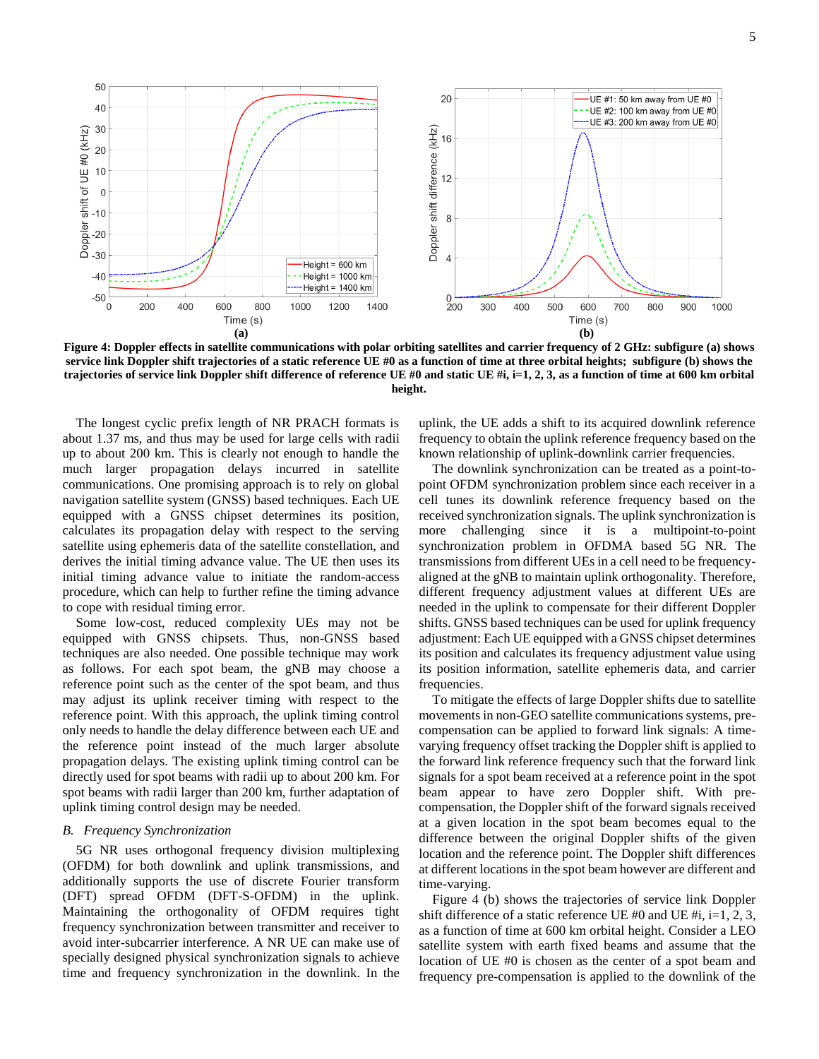Figure 4: Doppler effects in satellite communications with polar orbiting satellites and carrier frequency of 2 GHz: subfigure (a) shows service link Doppler shift trajectories of a static reference UE #0 as a function of time at three orbital heights; subfigure (b) shows the trajectories of service link Doppler shift difference of reference UE #0 and static UE #i, i=1, 2, 3, as a function of time at 600 km orbital height.

The longest cyclic prefix length of NR PRACH formats is about 1.37 ms, and thus may be used for large cells with radii up to about 200 km. This is clearly not enough to handle the much larger propagation delays incurred in satellite communications. One promising approach is to rely on global navigation satellite system (GNSS) based techniques. Each UE equipped with a GNSS chipset determines its position, calculates its propagation delay with respect to the serving satellite using ephemeris data of the satellite constellation, and derives the initial timing advance value. The UE then uses its initial timing advance value to initiate the random-access procedure, which can help to further refine the timing advance to cope with residual timing error.

Some low-cost, reduced complexity UEs may not be equipped with GNSS chipsets. Thus, non-GNSS based techniques are also needed. One possible technique may work as follows. For each spot beam, the gNB may choose a reference point such as the center of the spot beam, and thus may adjust its uplink receiver timing with respect to the reference point. With this approach, the uplink timing control only needs to handle the delay difference between each UE and the reference point instead of the much larger absolute propagation delays. The existing uplink timing control can be directly used for spot beams with radii up to about 200 km. For spot beams with radii larger than 200 km, further adaptation of uplink timing control design may be needed.

### *B. Frequency Synchronization*

5G NR uses orthogonal frequency division multiplexing (OFDM) for both downlink and uplink transmissions, and additionally supports the use of discrete Fourier transform (DFT) spread OFDM (DFT-S-OFDM) in the uplink. Maintaining the orthogonality of OFDM requires tight frequency synchronization between transmitter and receiver to avoid inter-subcarrier interference. A NR UE can make use of specially designed physical synchronization signals to achieve time and frequency synchronization in the downlink. In the uplink, the UE adds a shift to its acquired downlink reference frequency to obtain the uplink reference frequency based on the known relationship of uplink-downlink carrier frequencies.

The downlink synchronization can be treated as a point-to-point OFDM synchronization problem since each receiver in a cell tunes its downlink reference frequency based on the received synchronization signals. The uplink synchronization is more challenging since it is a multipoint-to-point synchronization problem in OFDMA based 5G NR. The transmissions from different UEs in a cell need to be frequency-aligned at the gNB to maintain uplink orthogonality. Therefore, different frequency adjustment values at different UEs are needed in the uplink to compensate for their different Doppler shifts. GNSS based techniques can be used for uplink frequency adjustment: Each UE equipped with a GNSS chipset determines its position and calculates its frequency adjustment value using its position information, satellite ephemeris data, and carrier frequencies.

To mitigate the effects of large Doppler shifts due to satellite movements in non-GEO satellite communications systems, pre-compensation can be applied to forward link signals: A time-varying frequency offset tracking the Doppler shift is applied to the forward link reference frequency such that the forward link signals for a spot beam received at a reference point in the spot beam appear to have zero Doppler shift. With pre-compensation, the Doppler shift of the forward signals received at a given location in the spot beam becomes equal to the difference between the original Doppler shifts of the given location and the reference point. The Doppler shift differences at different locations in the spot beam however are different and time-varying.

Figure 4 (b) shows the trajectories of service link Doppler shift difference of a static reference UE #0 and UE #i, i=1, 2, 3, as a function of time at 600 km orbital height. Consider a LEO satellite system with earth fixed beams and assume that the location of UE #0 is chosen as the center of a spot beam and frequency pre-compensation is applied to the downlink of the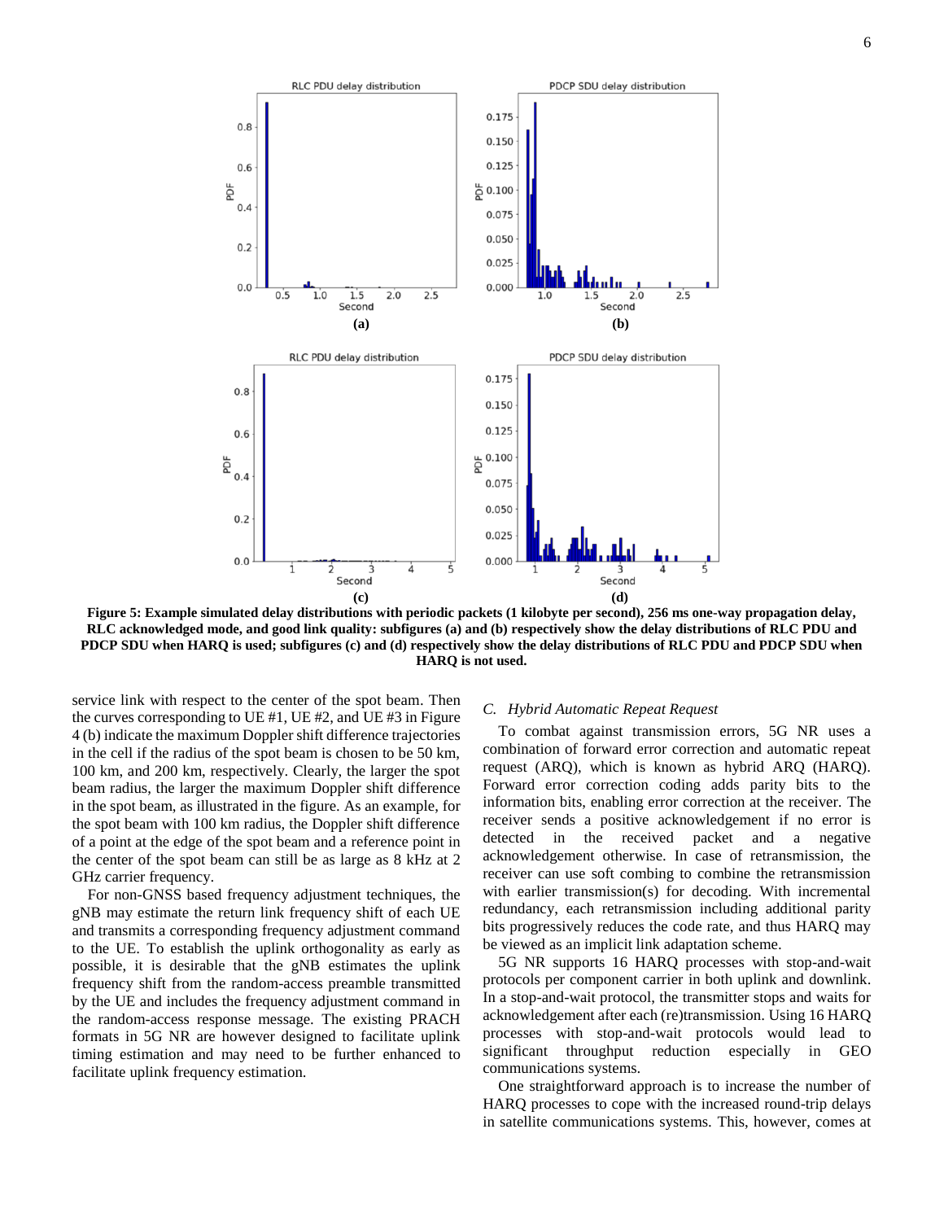**Figure 5: Example simulated delay distributions with periodic packets (1 kilobyte per second), 256 ms one-way propagation delay, RLC acknowledged mode, and good link quality: subfigures (a) and (b) respectively show the delay distributions of RLC PDU and PDCP SDU when HARQ is used; subfigures (c) and (d) respectively show the delay distributions of RLC PDU and PDCP SDU when HARQ is not used.**

service link with respect to the center of the spot beam. Then the curves corresponding to UE #1, UE #2, and UE #3 in Figure 4 (b) indicate the maximum Doppler shift difference trajectories in the cell if the radius of the spot beam is chosen to be 50 km, 100 km, and 200 km, respectively. Clearly, the larger the spot beam radius, the larger the maximum Doppler shift difference in the spot beam, as illustrated in the figure. As an example, for the spot beam with 100 km radius, the Doppler shift difference of a point at the edge of the spot beam and a reference point in the center of the spot beam can still be as large as 8 kHz at 2 GHz carrier frequency.

For non-GNSS based frequency adjustment techniques, the gNB may estimate the return link frequency shift of each UE and transmits a corresponding frequency adjustment command to the UE. To establish the uplink orthogonality as early as possible, it is desirable that the gNB estimates the uplink frequency shift from the random-access preamble transmitted by the UE and includes the frequency adjustment command in the random-access response message. The existing PRACH formats in 5G NR are however designed to facilitate uplink timing estimation and may need to be further enhanced to facilitate uplink frequency estimation.

### *C. Hybrid Automatic Repeat Request*

To combat against transmission errors, 5G NR uses a combination of forward error correction and automatic repeat request (ARQ), which is known as hybrid ARQ (HARQ). Forward error correction coding adds parity bits to the information bits, enabling error correction at the receiver. The receiver sends a positive acknowledgement if no error is detected in the received packet and a negative acknowledgement otherwise. In case of retransmission, the receiver can use soft combing to combine the retransmission with earlier transmission(s) for decoding. With incremental redundancy, each retransmission including additional parity bits progressively reduces the code rate, and thus HARQ may be viewed as an implicit link adaptation scheme.

5G NR supports 16 HARQ processes with stop-and-wait protocols per component carrier in both uplink and downlink. In a stop-and-wait protocol, the transmitter stops and waits for acknowledgement after each (re)transmission. Using 16 HARQ processes with stop-and-wait protocols would lead to significant throughput reduction especially in GEO communications systems.

One straightforward approach is to increase the number of HARQ processes to cope with the increased round-trip delays in satellite communications systems. This, however, comes at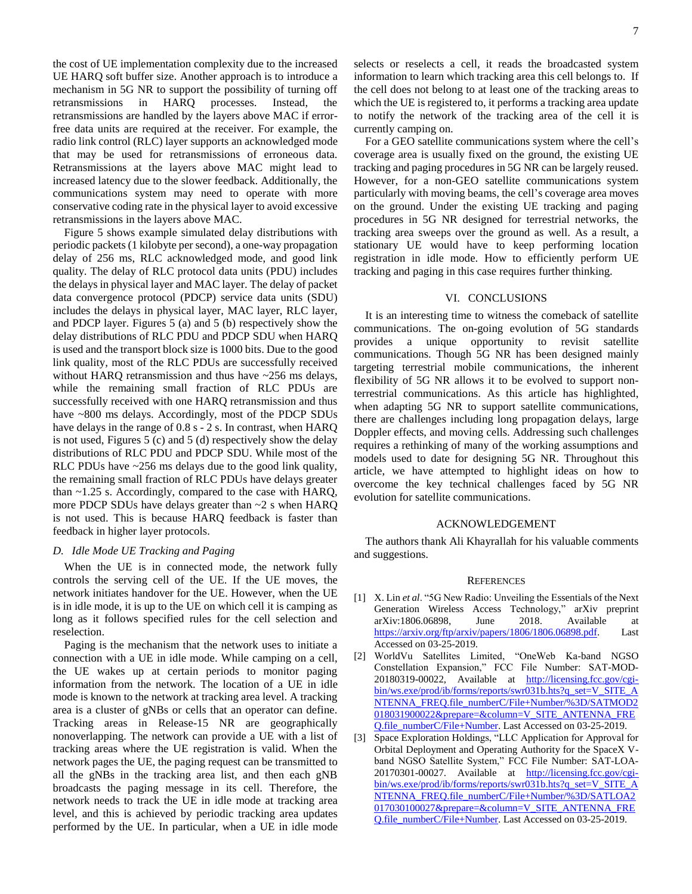the cost of UE implementation complexity due to the increased UE HARQ soft buffer size. Another approach is to introduce a mechanism in 5G NR to support the possibility of turning off retransmissions in HARQ processes. Instead, the retransmissions are handled by the layers above MAC if error-free data units are required at the receiver. For example, the radio link control (RLC) layer supports an acknowledged mode that may be used for retransmissions of erroneous data. Retransmissions at the layers above MAC might lead to increased latency due to the slower feedback. Additionally, the communications system may need to operate with more conservative coding rate in the physical layer to avoid excessive retransmissions in the layers above MAC.

Figure 5 shows example simulated delay distributions with periodic packets (1 kilobyte per second), a one-way propagation delay of 256 ms, RLC acknowledged mode, and good link quality. The delay of RLC protocol data units (PDU) includes the delays in physical layer and MAC layer. The delay of packet data convergence protocol (PDCP) service data units (SDU) includes the delays in physical layer, MAC layer, RLC layer, and PDCP layer. Figures 5 (a) and 5 (b) respectively show the delay distributions of RLC PDU and PDCP SDU when HARQ is used and the transport block size is 1000 bits. Due to the good link quality, most of the RLC PDUs are successfully received without HARQ retransmission and thus have ~256 ms delays, while the remaining small fraction of RLC PDUs are successfully received with one HARQ retransmission and thus have ~800 ms delays. Accordingly, most of the PDCP SDUs have delays in the range of 0.8 s - 2 s. In contrast, when HARQ is not used, Figures 5 (c) and 5 (d) respectively show the delay distributions of RLC PDU and PDCP SDU. While most of the RLC PDUs have ~256 ms delays due to the good link quality, the remaining small fraction of RLC PDUs have delays greater than ~1.25 s. Accordingly, compared to the case with HARQ, more PDCP SDUs have delays greater than ~2 s when HARQ is not used. This is because HARQ feedback is faster than feedback in higher layer protocols.

### *D. Idle Mode UE Tracking and Paging*

When the UE is in connected mode, the network fully controls the serving cell of the UE. If the UE moves, the network initiates handover for the UE. However, when the UE is in idle mode, it is up to the UE on which cell it is camping as long as it follows specified rules for the cell selection and reselection.

Paging is the mechanism that the network uses to initiate a connection with a UE in idle mode. While camping on a cell, the UE wakes up at certain periods to monitor paging information from the network. The location of a UE in idle mode is known to the network at tracking area level. A tracking area is a cluster of gNBs or cells that an operator can define. Tracking areas in Release-15 NR are geographically nonoverlapping. The network can provide a UE with a list of tracking areas where the UE registration is valid. When the network pages the UE, the paging request can be transmitted to all the gNBs in the tracking area list, and then each gNB broadcasts the paging message in its cell. Therefore, the network needs to track the UE in idle mode at tracking area level, and this is achieved by periodic tracking area updates performed by the UE. In particular, when a UE in idle mode selects or reselects a cell, it reads the broadcasted system information to learn which tracking area this cell belongs to. If the cell does not belong to at least one of the tracking areas to which the UE is registered to, it performs a tracking area update to notify the network of the tracking area of the cell it is currently camping on.

For a GEO satellite communications system where the cell's coverage area is usually fixed on the ground, the existing UE tracking and paging procedures in 5G NR can be largely reused. However, for a non-GEO satellite communications system particularly with moving beams, the cell's coverage area moves on the ground. Under the existing UE tracking and paging procedures in 5G NR designed for terrestrial networks, the tracking area sweeps over the ground as well. As a result, a stationary UE would have to keep performing location registration in idle mode. How to efficiently perform UE tracking and paging in this case requires further thinking.

## VI. CONCLUSIONS

It is an interesting time to witness the comeback of satellite communications. The on-going evolution of 5G standards provides a unique opportunity to revisit satellite communications. Though 5G NR has been designed mainly targeting terrestrial mobile communications, the inherent flexibility of 5G NR allows it to be evolved to support non-terrestrial communications. As this article has highlighted, when adapting 5G NR to support satellite communications, there are challenges including long propagation delays, large Doppler effects, and moving cells. Addressing such challenges requires a rethinking of many of the working assumptions and models used to date for designing 5G NR. Throughout this article, we have attempted to highlight ideas on how to overcome the key technical challenges faced by 5G NR evolution for satellite communications.

## ACKNOWLEDGEMENT

The authors thank Ali Khayrallah for his valuable comments and suggestions.

## REFERENCES

[1] X. Lin *et al*. "5G New Radio: Unveiling the Essentials of the Next Generation Wireless Access Technology," arXiv preprint arXiv:1806.06898, June 2018. Available at https://arxiv.org/ftp/arxiv/papers/1806/1806.06898.pdf. Last Accessed on 03-25-2019.

[2] WorldVu Satellites Limited, "OneWeb Ka-band NGSO Constellation Expansion," FCC File Number: SAT-MOD-20180319-00022, Available at http://licensing.fcc.gov/cgi-bin/ws.exe/prod/ib/forms/reports/swr031b.hts?q_set=V_SITE_ANTENNA_FREQ.file_numberC/File+Number/%3D/SATMOD2018031900022&prepare=&column=V_SITE_ANTENNA_FREQ.file_numberC/File+Number. Last Accessed on 03-25-2019.

[3] Space Exploration Holdings, "LLC Application for Approval for Orbital Deployment and Operating Authority for the SpaceX V-band NGSO Satellite System," FCC File Number: SAT-LOA-20170301-00027. Available at http://licensing.fcc.gov/cgi-bin/ws.exe/prod/ib/forms/reports/swr031b.hts?q_set=V_SITE_ANTENNA_FREQ.file_numberC/File+Number/%3D/SATLOA2017030100027&prepare=&column=V_SITE_ANTENNA_FREQ.file_numberC/File+Number. Last Accessed on 03-25-2019.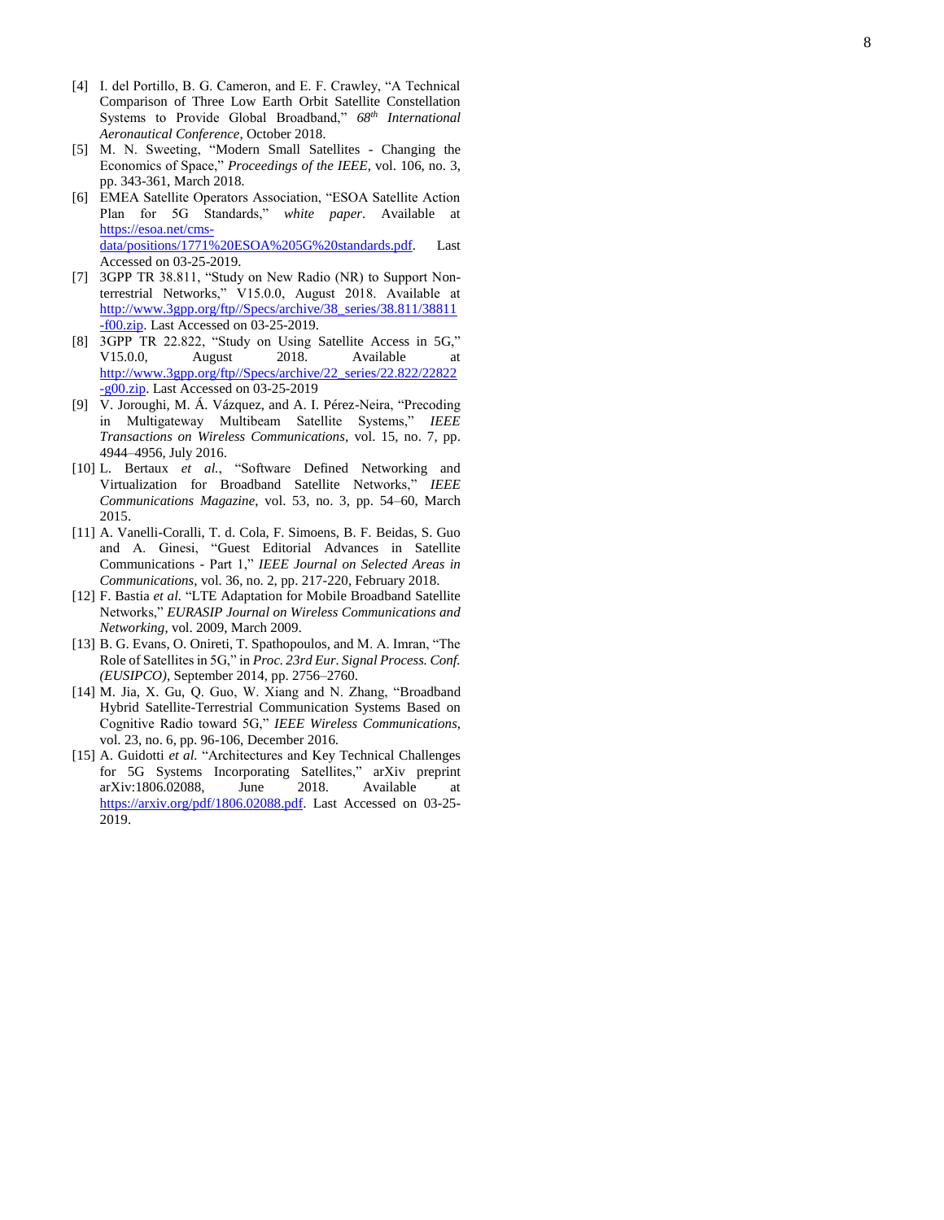[4] I. del Portillo, B. G. Cameron, and E. F. Crawley, "A Technical Comparison of Three Low Earth Orbit Satellite Constellation Systems to Provide Global Broadband," *68th International Aeronautical Conference*, October 2018.

[5] M. N. Sweeting, "Modern Small Satellites - Changing the Economics of Space," *Proceedings of the IEEE*, vol. 106, no. 3, pp. 343-361, March 2018.

[6] EMEA Satellite Operators Association, "ESOA Satellite Action Plan for 5G Standards," *white paper*. Available at https://esoa.net/cms-data/positions/1771%20ESOA%205G%20standards.pdf. Last Accessed on 03-25-2019.

[7] 3GPP TR 38.811, "Study on New Radio (NR) to Support Non-terrestrial Networks," V15.0.0, August 2018. Available at http://www.3gpp.org/ftp//Specs/archive/38_series/38.811/38811-f00.zip. Last Accessed on 03-25-2019.

[8] 3GPP TR 22.822, "Study on Using Satellite Access in 5G," V15.0.0, August 2018. Available at http://www.3gpp.org/ftp//Specs/archive/22_series/22.822/22822-g00.zip. Last Accessed on 03-25-2019

[9] V. Joroughi, M. Á. Vázquez, and A. I. Pérez-Neira, "Precoding in Multigateway Multibeam Satellite Systems," *IEEE Transactions on Wireless Communications*, vol. 15, no. 7, pp. 4944–4956, July 2016.

[10] L. Bertaux *et al.*, "Software Defined Networking and Virtualization for Broadband Satellite Networks," *IEEE Communications Magazine*, vol. 53, no. 3, pp. 54–60, March 2015.

[11] A. Vanelli-Coralli, T. d. Cola, F. Simoens, B. F. Beidas, S. Guo and A. Ginesi, "Guest Editorial Advances in Satellite Communications - Part 1," *IEEE Journal on Selected Areas in Communications*, vol. 36, no. 2, pp. 217-220, February 2018.

[12] F. Bastia *et al.* "LTE Adaptation for Mobile Broadband Satellite Networks," *EURASIP Journal on Wireless Communications and Networking*, vol. 2009, March 2009.

[13] B. G. Evans, O. Onireti, T. Spathopoulos, and M. A. Imran, "The Role of Satellites in 5G," in *Proc. 23rd Eur. Signal Process. Conf. (EUSIPCO)*, September 2014, pp. 2756–2760.

[14] M. Jia, X. Gu, Q. Guo, W. Xiang and N. Zhang, "Broadband Hybrid Satellite-Terrestrial Communication Systems Based on Cognitive Radio toward 5G," *IEEE Wireless Communications*, vol. 23, no. 6, pp. 96-106, December 2016.

[15] A. Guidotti *et al.* "Architectures and Key Technical Challenges for 5G Systems Incorporating Satellites," arXiv preprint arXiv:1806.02088, June 2018. Available at https://arxiv.org/pdf/1806.02088.pdf. Last Accessed on 03-25-2019.